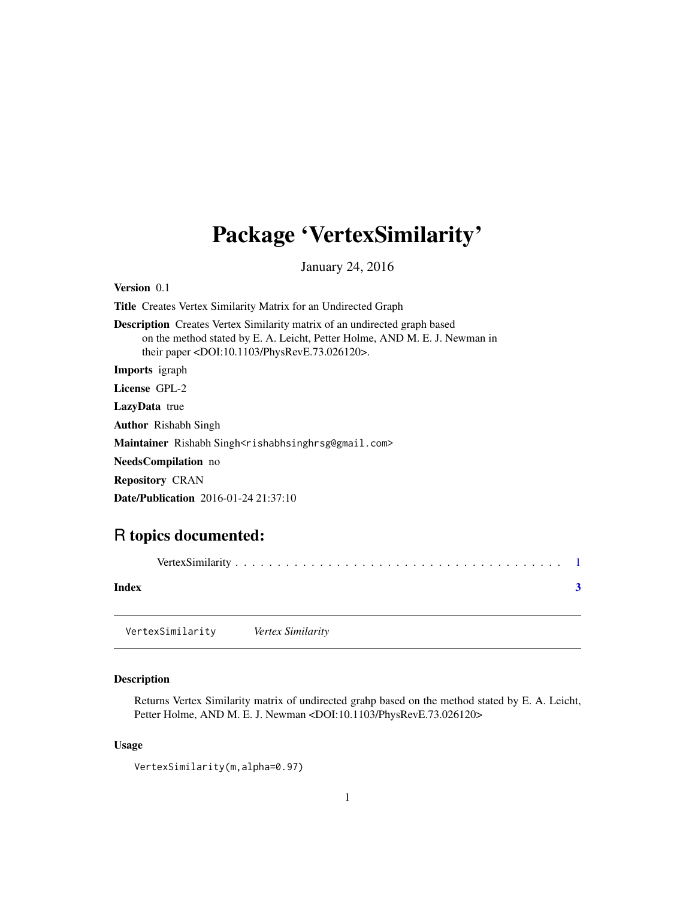# Package 'VertexSimilarity'

January 24, 2016

**Version** 0.1

**Title** Creates Vertex Similarity Matrix for an Undirected Graph

**Description** Creates Vertex Similarity matrix of an undirected graph based on the method stated by E. A. Leicht, Petter Holme, AND M. E. J. Newman in their paper <DOI:10.1103/PhysRevE.73.026120>.

**Imports** igraph

**License** GPL-2

**LazyData** true

**Author** Rishabh Singh

**Maintainer** Rishabh Singh<rishabhsinghrsg@gmail.com>

**NeedsCompilation** no

**Repository** CRAN

**Date/Publication** 2016-01-24 21:37:10

## R topics documented:

VertexSimilarity . . . . . . . . . . . . . . . . . . . . . . . . . . . . . . . . . . . . . . 1

**Index** **3**

---

VertexSimilarity *Vertex Similarity*

---

### Description

Returns Vertex Similarity matrix of undirected grahp based on the method stated by E. A. Leicht, Petter Holme, AND M. E. J. Newman <DOI:10.1103/PhysRevE.73.026120>

### Usage

```
VertexSimilarity(m,alpha=0.97)
```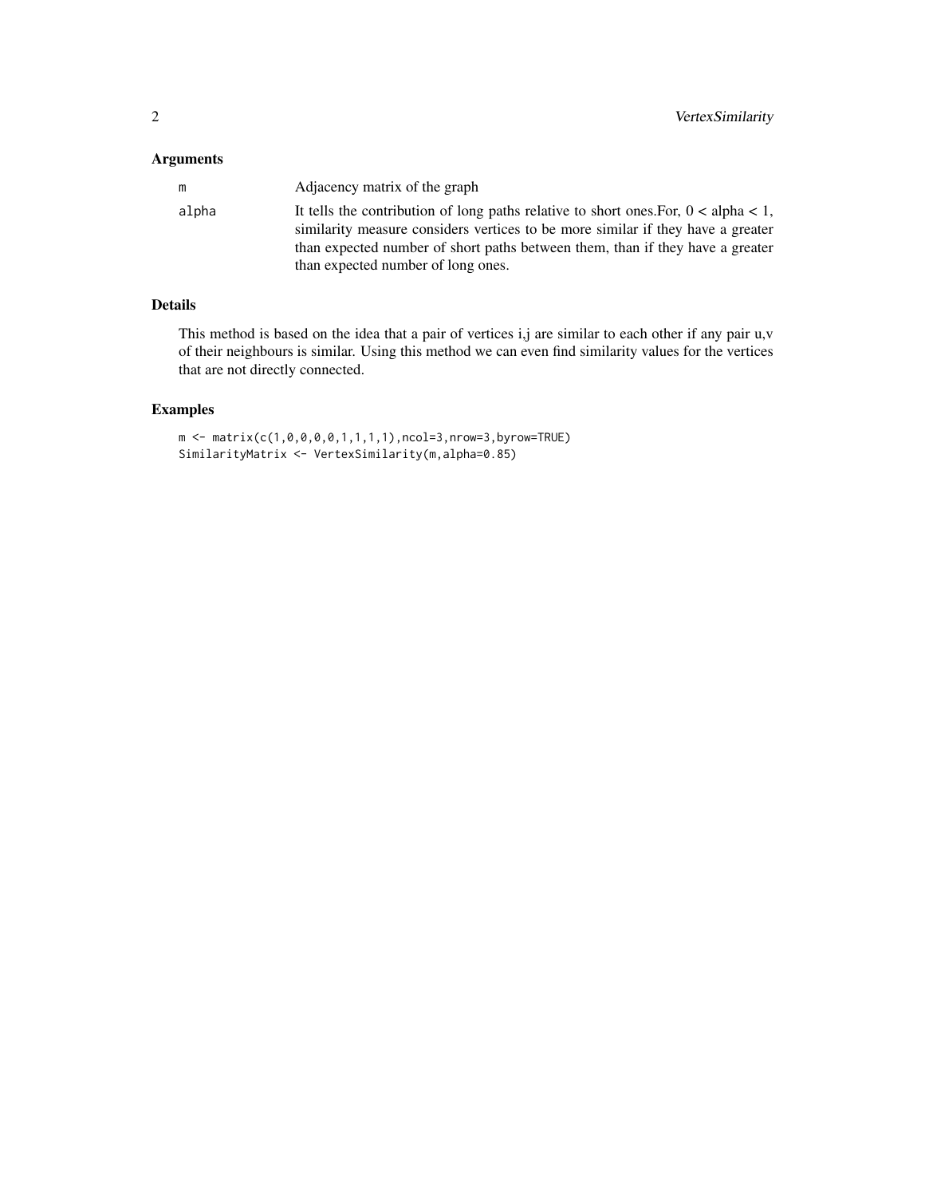## Arguments

| | |
|---|---|
| m | Adjacency matrix of the graph |
| alpha | It tells the contribution of long paths relative to short ones.For, $0 < alpha < 1$, similarity measure considers vertices to be more similar if they have a greater than expected number of short paths between them, than if they have a greater than expected number of long ones. |

## Details

This method is based on the idea that a pair of vertices i,j are similar to each other if any pair u,v of their neighbours is similar. Using this method we can even find similarity values for the vertices that are not directly connected.

## Examples

```
m <- matrix(c(1,0,0,0,0,1,1,1,1),ncol=3,nrow=3,byrow=TRUE)
SimilarityMatrix <- VertexSimilarity(m,alpha=0.85)
```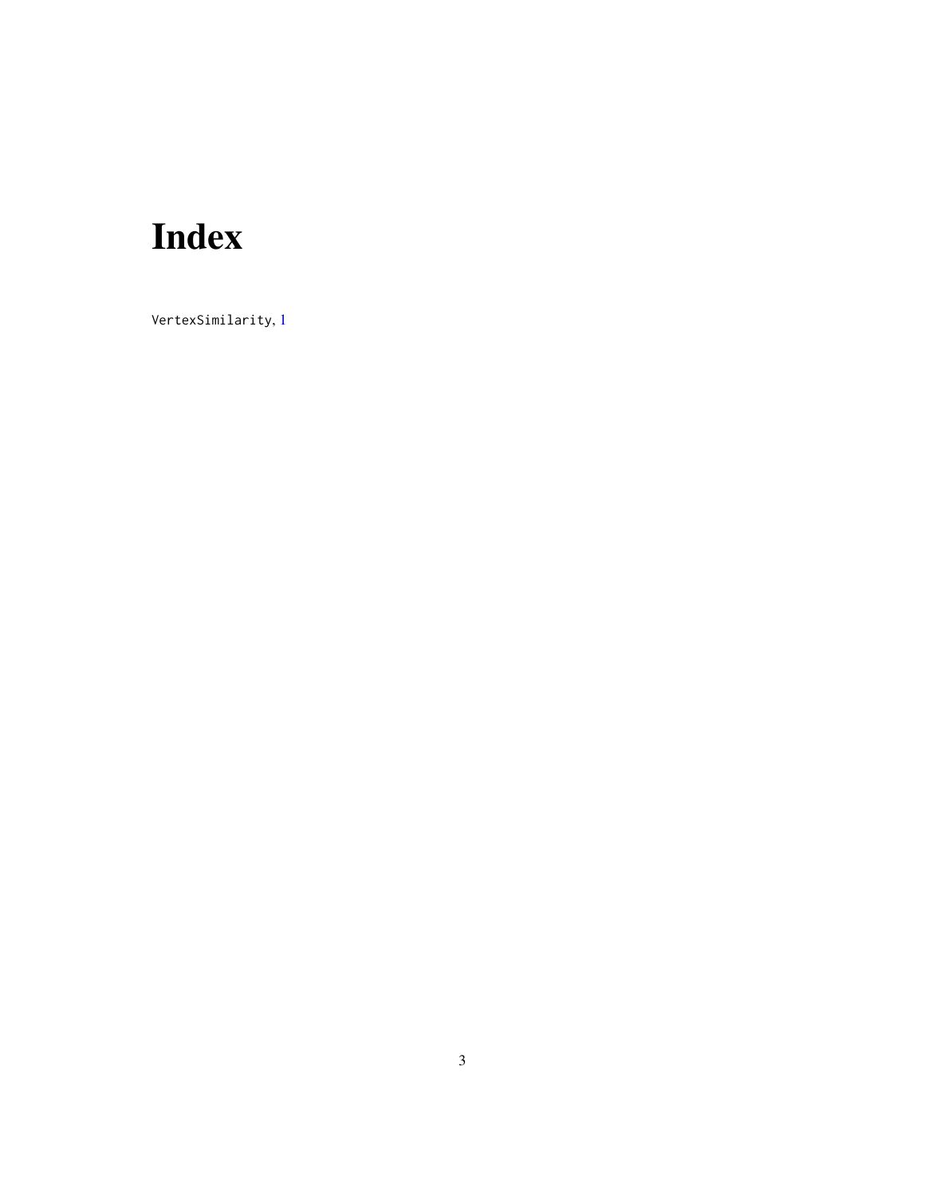# Index

VertexSimilarity, 1